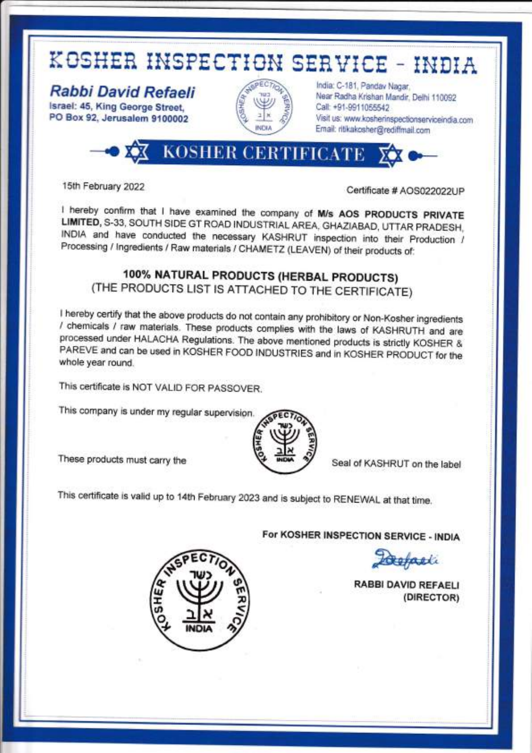# KOSHER INSPECTION SERVICE - INDIA

***Rabbi David Refaeli***
**Israel: 45, King George Street,**
**PO Box 92, Jerusalem 9100002**

India: C-181, Pandav Nagar,
Near Radha Krishan Mandir, Delhi 110092
Call: +91-9911055542
Visit us: www.kosherinspectionserviceindia.com
Email: ritikakosher@rediffmail.com

## KOSHER CERTIFICATE

15th February 2022

Certificate # AOS022022UP

I hereby confirm that I have examined the company of **M/s AOS PRODUCTS PRIVATE LIMITED,** S-33, SOUTH SIDE GT ROAD INDUSTRIAL AREA, GHAZIABAD, UTTAR PRADESH, INDIA and have conducted the necessary KASHRUT inspection into their Production / Processing / Ingredients / Raw materials / CHAMETZ (LEAVEN) of their products of:

**100% NATURAL PRODUCTS (HERBAL PRODUCTS)**
(THE PRODUCTS LIST IS ATTACHED TO THE CERTIFICATE)

I hereby certify that the above products do not contain any prohibitory or Non-Kosher ingredients / chemicals / raw materials. These products complies with the laws of KASHRUTH and are processed under HALACHA Regulations. The above mentioned products is strictly KOSHER & PAREVE and can be used in KOSHER FOOD INDUSTRIES and in KOSHER PRODUCT for the whole year round.

This certificate is NOT VALID FOR PASSOVER.

This company is under my regular supervision.

These products must carry the Seal of KASHRUT on the label

This certificate is valid up to 14th February 2023 and is subject to RENEWAL at that time.

**For KOSHER INSPECTION SERVICE - INDIA**

**RABBI DAVID REFAELI**
**(DIRECTOR)**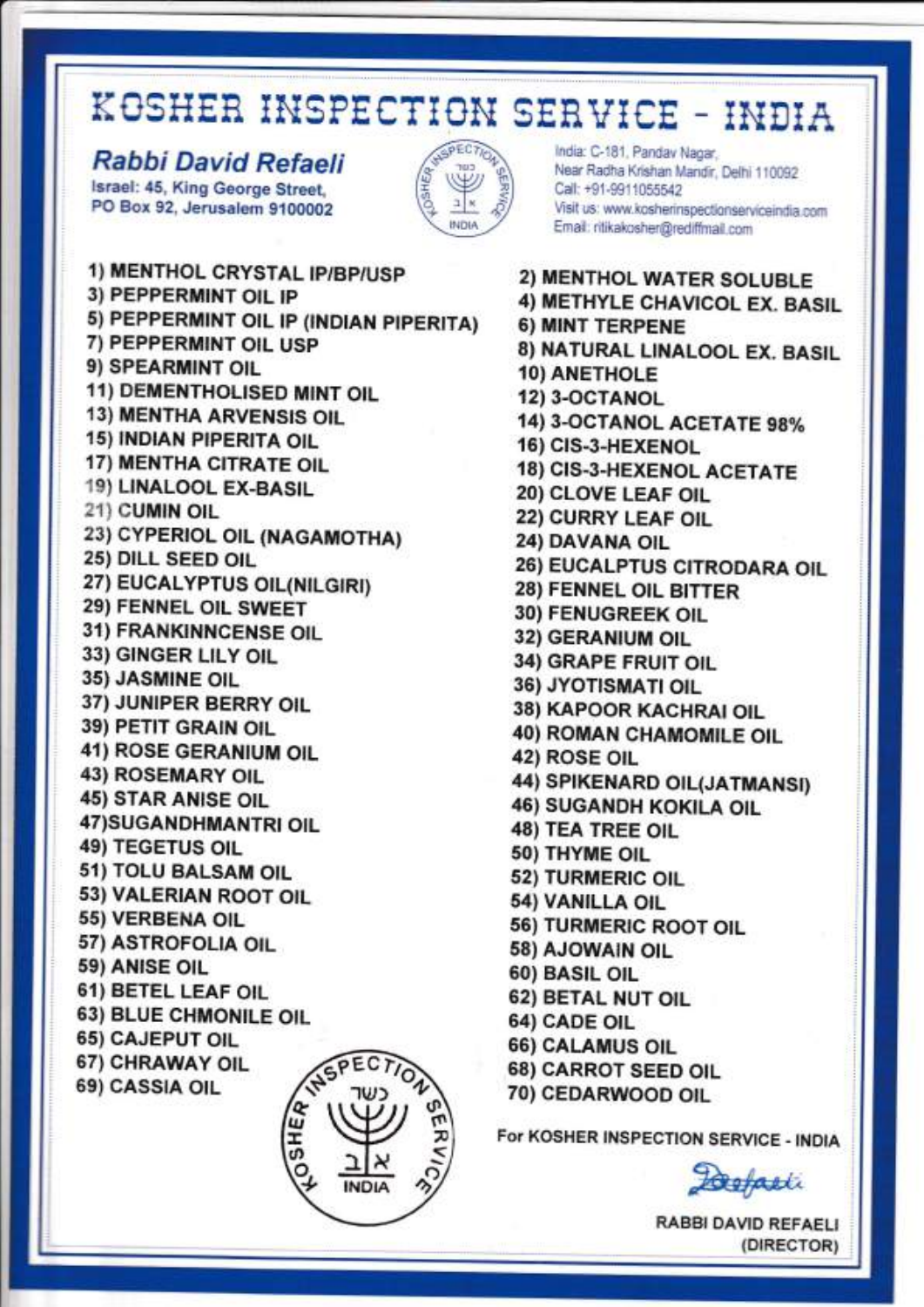# KOSHER INSPECTION SERVICE - INDIA

***Rabbi David Refaeli***

Israel: 45, King George Street,
PO Box 92, Jerusalem 9100002

India: C-181, Pandav Nagar,
Near Radha Krishan Mandir, Delhi 110092
Call: +91-9911055542
Visit us: www.kosherinspectionserviceindia.com
Email: ritikakosher@rediffmail.com

1) MENTHOL CRYSTAL IP/BP/USP
2) MENTHOL WATER SOLUBLE
3) PEPPERMINT OIL IP
4) METHYLE CHAVICOL EX. BASIL
5) PEPPERMINT OIL IP (INDIAN PIPERITA)
6) MINT TERPENE
7) PEPPERMINT OIL USP
8) NATURAL LINALOOL EX. BASIL
9) SPEARMINT OIL
10) ANETHOLE
11) DEMENTHOLISED MINT OIL
12) 3-OCTANOL
13) MENTHA ARVENSIS OIL
14) 3-OCTANOL ACETATE 98%
15) INDIAN PIPERITA OIL
16) CIS-3-HEXENOL
17) MENTHA CITRATE OIL
18) CIS-3-HEXENOL ACETATE
19) LINALOOL EX-BASIL
20) CLOVE LEAF OIL
21) CUMIN OIL
22) CURRY LEAF OIL
23) CYPERIOL OIL (NAGAMOTHA)
24) DAVANA OIL
25) DILL SEED OIL
26) EUCALPTUS CITRODARA OIL
27) EUCALYPTUS OIL(NILGIRI)
28) FENNEL OIL BITTER
29) FENNEL OIL SWEET
30) FENUGREEK OIL
31) FRANKINNCENSE OIL
32) GERANIUM OIL
33) GINGER LILY OIL
34) GRAPE FRUIT OIL
35) JASMINE OIL
36) JYOTISMATI OIL
37) JUNIPER BERRY OIL
38) KAPOOR KACHRAI OIL
39) PETIT GRAIN OIL
40) ROMAN CHAMOMILE OIL
41) ROSE GERANIUM OIL
42) ROSE OIL
43) ROSEMARY OIL
44) SPIKENARD OIL(JATMANSI)
45) STAR ANISE OIL
46) SUGANDH KOKILA OIL
47)SUGANDHMANTRI OIL
48) TEA TREE OIL
49) TEGETUS OIL
50) THYME OIL
51) TOLU BALSAM OIL
52) TURMERIC OIL
53) VALERIAN ROOT OIL
54) VANILLA OIL
55) VERBENA OIL
56) TURMERIC ROOT OIL
57) ASTROFOLIA OIL
58) AJOWAIN OIL
59) ANISE OIL
60) BASIL OIL
61) BETEL LEAF OIL
62) BETAL NUT OIL
63) BLUE CHMONILE OIL
64) CADE OIL
65) CAJEPUT OIL
66) CALAMUS OIL
67) CHRAWAY OIL
68) CARROT SEED OIL
69) CASSIA OIL
70) CEDARWOOD OIL

For KOSHER INSPECTION SERVICE - INDIA

RABBI DAVID REFAELI
(DIRECTOR)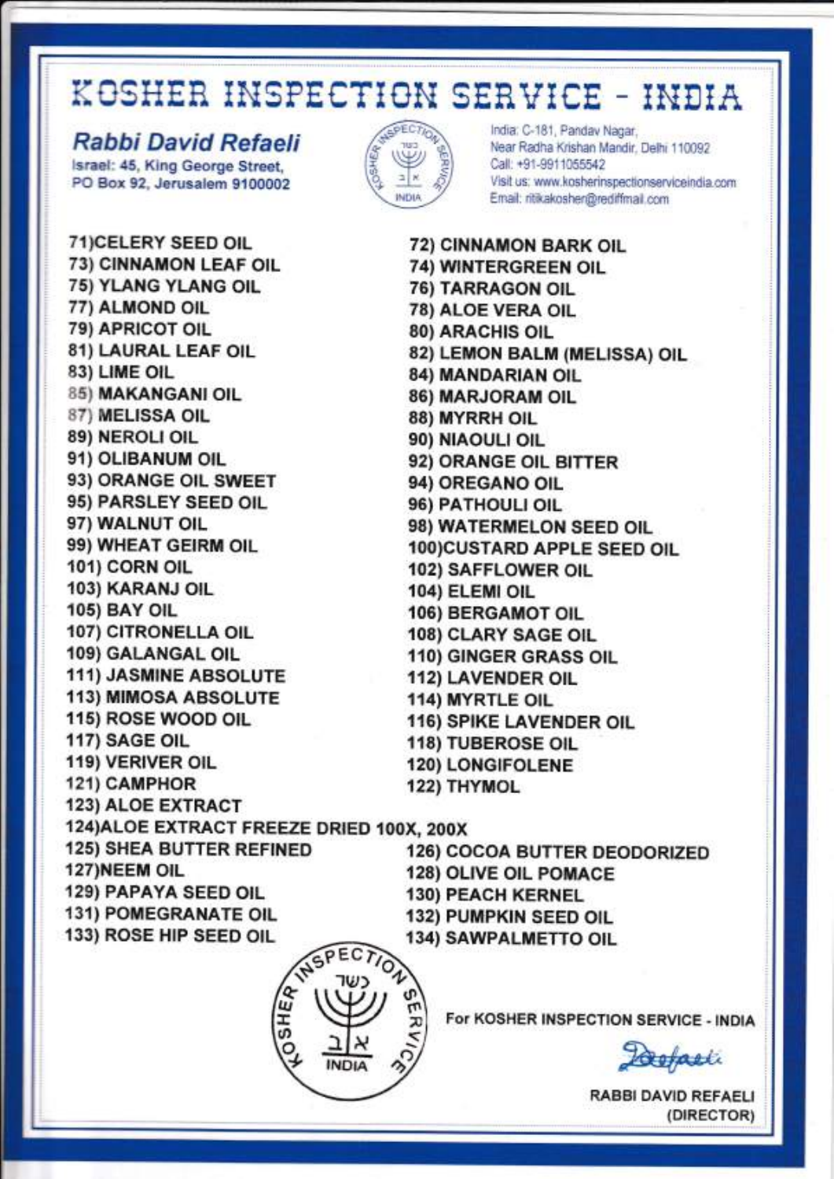# KOSHER INSPECTION SERVICE - INDIA

**Rabbi David Refaeli**
Israel: 45, King George Street,
PO Box 92, Jerusalem 9100002

India: C-181, Pandav Nagar,
Near Radha Krishan Mandir, Delhi 110092
Call: +91-9911055542
Visit us: www.kosherinspectionserviceindia.com
Email: ritikakosher@rediffmail.com

71)CELERY SEED OIL
72) CINNAMON BARK OIL
73) CINNAMON LEAF OIL
74) WINTERGREEN OIL
75) YLANG YLANG OIL
76) TARRAGON OIL
77) ALMOND OIL
78) ALOE VERA OIL
79) APRICOT OIL
80) ARACHIS OIL
81) LAURAL LEAF OIL
82) LEMON BALM (MELISSA) OIL
83) LIME OIL
84) MANDARIAN OIL
85) MAKANGANI OIL
86) MARJORAM OIL
87) MELISSA OIL
88) MYRRH OIL
89) NEROLI OIL
90) NIAOULI OIL
91) OLIBANUM OIL
92) ORANGE OIL BITTER
93) ORANGE OIL SWEET
94) OREGANO OIL
95) PARSLEY SEED OIL
96) PATHOULI OIL
97) WALNUT OIL
98) WATERMELON SEED OIL
99) WHEAT GEIRM OIL
100)CUSTARD APPLE SEED OIL
101) CORN OIL
102) SAFFLOWER OIL
103) KARANJ OIL
104) ELEMI OIL
105) BAY OIL
106) BERGAMOT OIL
107) CITRONELLA OIL
108) CLARY SAGE OIL
109) GALANGAL OIL
110) GINGER GRASS OIL
111) JASMINE ABSOLUTE
112) LAVENDER OIL
113) MIMOSA ABSOLUTE
114) MYRTLE OIL
115) ROSE WOOD OIL
116) SPIKE LAVENDER OIL
117) SAGE OIL
118) TUBEROSE OIL
119) VERIVER OIL
120) LONGIFOLENE
121) CAMPHOR
122) THYMOL
123) ALOE EXTRACT
124)ALOE EXTRACT FREEZE DRIED 100X, 200X
125) SHEA BUTTER REFINED
126) COCOA BUTTER DEODORIZED
127)NEEM OIL
128) OLIVE OIL POMACE
129) PAPAYA SEED OIL
130) PEACH KERNEL
131) POMEGRANATE OIL
132) PUMPKIN SEED OIL
133) ROSE HIP SEED OIL
134) SAWPALMETTO OIL

For KOSHER INSPECTION SERVICE - INDIA

RABBI DAVID REFAELI
(DIRECTOR)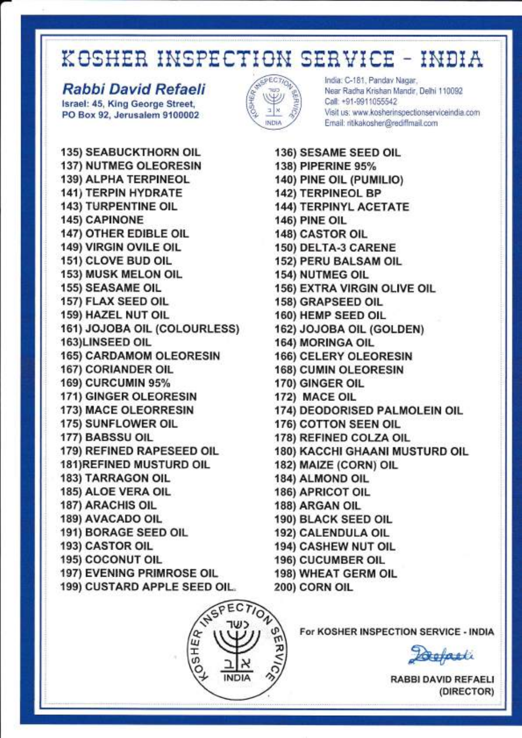# KOSHER INSPECTION SERVICE - INDIA

***Rabbi David Refaeli***

**Israel: 45, King George Street,**
**PO Box 92, Jerusalem 9100002**

India: C-181, Pandav Nagar,
Near Radha Krishan Mandir, Delhi 110092
Call: +91-9911055542
Visit us: www.kosherinspectionserviceindia.com
Email: ritikakosher@rediffmail.com

135) SEABUCKTHORN OIL
136) SESAME SEED OIL
137) NUTMEG OLEORESIN
138) PIPERINE 95%
139) ALPHA TERPINEOL
140) PINE OIL (PUMILIO)
141) TERPIN HYDRATE
142) TERPINEOL BP
143) TURPENTINE OIL
144) TERPINYL ACETATE
145) CAPINONE
146) PINE OIL
147) OTHER EDIBLE OIL
148) CASTOR OIL
149) VIRGIN OVILE OIL
150) DELTA-3 CARENE
151) CLOVE BUD OIL
152) PERU BALSAM OIL
153) MUSK MELON OIL
154) NUTMEG OIL
155) SEASAME OIL
156) EXTRA VIRGIN OLIVE OIL
157) FLAX SEED OIL
158) GRAPSEED OIL
159) HAZEL NUT OIL
160) HEMP SEED OIL
161) JOJOBA OIL (COLOURLESS)
162) JOJOBA OIL (GOLDEN)
163)LINSEED OIL
164) MORINGA OIL
165) CARDAMOM OLEORESIN
166) CELERY OLEORESIN
167) CORIANDER OIL
168) CUMIN OLEORESIN
169) CURCUMIN 95%
170) GINGER OIL
171) GINGER OLEORESIN
172) MACE OIL
173) MACE OLEORRESIN
174) DEODORISED PALMOLEIN OIL
175) SUNFLOWER OIL
176) COTTON SEEN OIL
177) BABSSU OIL
178) REFINED COLZA OIL
179) REFINED RAPESEED OIL
180) KACCHI GHAANI MUSTURD OIL
181)REFINED MUSTURD OIL
182) MAIZE (CORN) OIL
183) TARRAGON OIL
184) ALMOND OIL
185) ALOE VERA OIL
186) APRICOT OIL
187) ARACHIS OIL
188) ARGAN OIL
189) AVACADO OIL
190) BLACK SEED OIL
191) BORAGE SEED OIL
192) CALENDULA OIL
193) CASTOR OIL
194) CASHEW NUT OIL
195) COCONUT OIL
196) CUCUMBER OIL
197) EVENING PRIMROSE OIL
198) WHEAT GERM OIL
199) CUSTARD APPLE SEED OIL.
200) CORN OIL

For KOSHER INSPECTION SERVICE - INDIA

RABBI DAVID REFAELI
(DIRECTOR)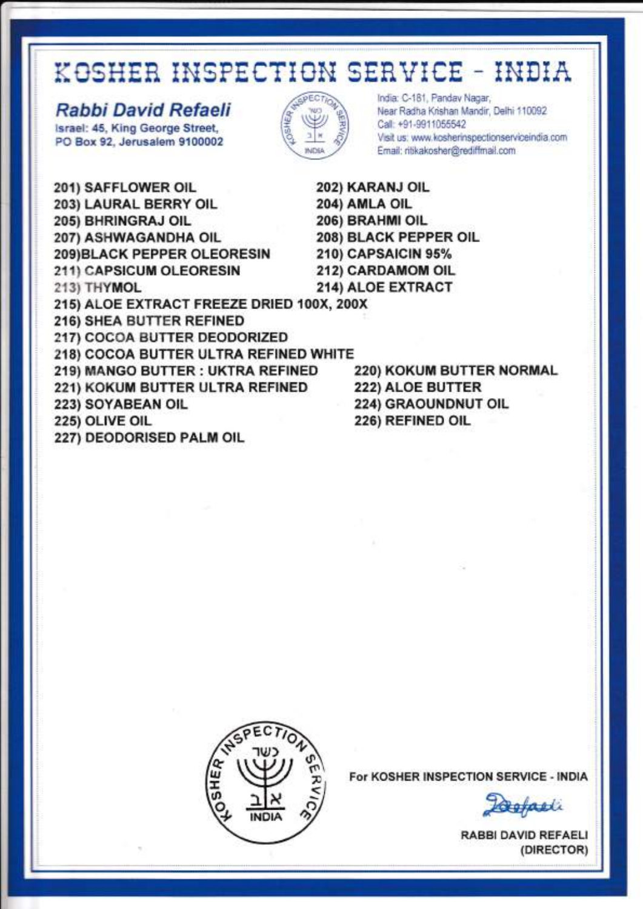# KOSHER INSPECTION SERVICE - INDIA

***Rabbi David Refaeli***

Israel: 45, King George Street,
PO Box 92, Jerusalem 9100002

India: C-181, Pandav Nagar,
Near Radha Krishan Mandir, Delhi 110092
Call: +91-9911055542
Visit us: www.kosherinspectionserviceindia.com
Email: ritikakosher@rediffmail.com

**201) SAFFLOWER OIL**
**202) KARANJ OIL**
**203) LAURAL BERRY OIL**
**204) AMLA OIL**
**205) BHRINGRAJ OIL**
**206) BRAHMI OIL**
**207) ASHWAGANDHA OIL**
**208) BLACK PEPPER OIL**
**209)BLACK PEPPER OLEORESIN**
**210) CAPSAICIN 95%**
**211) CAPSICUM OLEORESIN**
**212) CARDAMOM OIL**
**213) THYMOL**
**214) ALOE EXTRACT**
**215) ALOE EXTRACT FREEZE DRIED 100X, 200X**
**216) SHEA BUTTER REFINED**
**217) COCOA BUTTER DEODORIZED**
**218) COCOA BUTTER ULTRA REFINED WHITE**
**219) MANGO BUTTER : UKTRA REFINED**
**220) KOKUM BUTTER NORMAL**
**221) KOKUM BUTTER ULTRA REFINED**
**222) ALOE BUTTER**
**223) SOYABEAN OIL**
**224) GRAOUNDNUT OIL**
**225) OLIVE OIL**
**226) REFINED OIL**
**227) DEODORISED PALM OIL**

KOSHER INSPECTION SERVICE INDIA כשר

For KOSHER INSPECTION SERVICE - INDIA

Refaeli

RABBI DAVID REFAELI
(DIRECTOR)